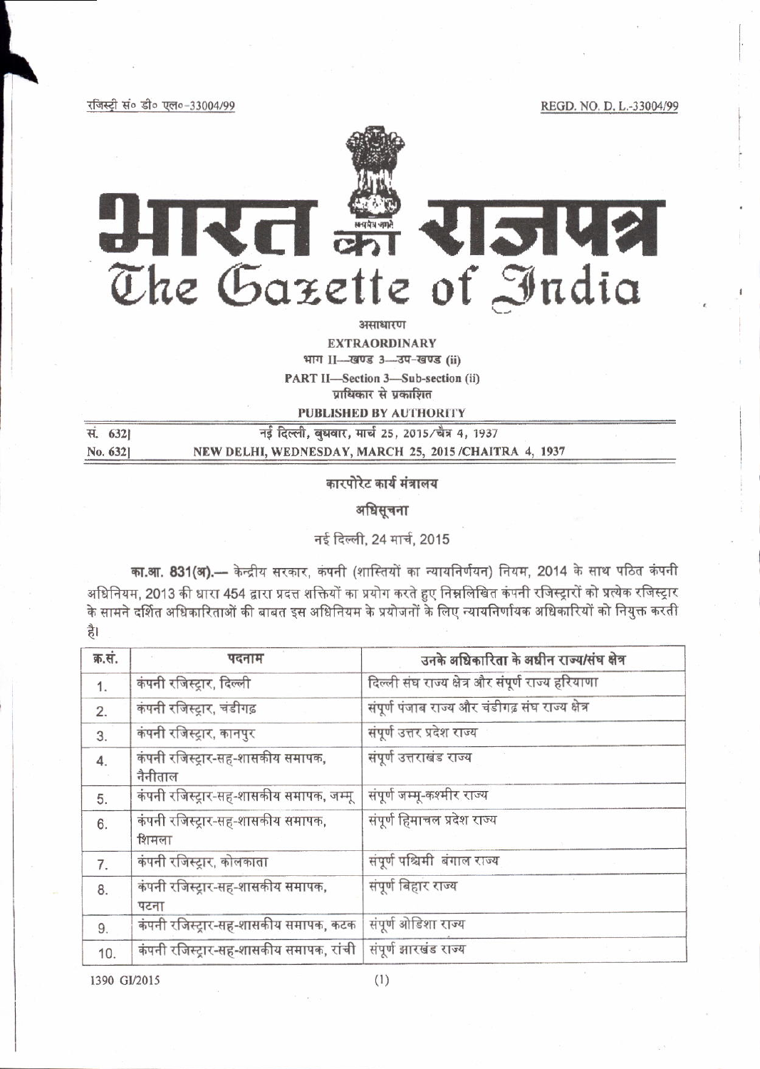रजिस्ट्री सं० डी० एल०-33004/99 REGD. NO. D. L.-33004/99

# भारत का राजपत्र
# The Gazette of India

असाधारण

**EXTRAORDINARY**

भाग II—खण्ड 3—उप-खण्ड (ii)

**PART II—Section 3—Sub-section (ii)**

प्राधिकार से प्रकाशित

**PUBLISHED BY AUTHORITY**

सं. 632] नई दिल्ली, बुधवार, मार्च 25, 2015/चैत्र 4, 1937

**No. 632] NEW DELHI, WEDNESDAY, MARCH 25, 2015 /CHAITRA 4, 1937**

## कारपोरेट कार्य मंत्रालय

### अधिसूचना

नई दिल्ली, 24 मार्च, 2015

**का.आ. 831(अ).—** केन्द्रीय सरकार, कंपनी (शास्तियों का न्यायनिर्णयन) नियम, 2014 के साथ पठित कंपनी अधिनियम, 2013 की धारा 454 द्वारा प्रदत्त शक्तियों का प्रयोग करते हुए निम्नलिखित कंपनी रजिस्ट्रारों को प्रत्येक रजिस्ट्रार के सामने दर्शित अधिकारिताओं की बाबत इस अधिनियम के प्रयोजनों के लिए न्यायनिर्णायक अधिकारियों को नियुक्त करती है।

| क्र.सं. | पदनाम | उनके अधिकारिता के अधीन राज्य/संघ क्षेत्र |
|---|---|---|
| 1. | कंपनी रजिस्ट्रार, दिल्ली | दिल्ली संघ राज्य क्षेत्र और संपूर्ण राज्य हरियाणा |
| 2. | कंपनी रजिस्ट्रार, चंडीगढ़ | संपूर्ण पंजाब राज्य और चंडीगढ़ संघ राज्य क्षेत्र |
| 3. | कंपनी रजिस्ट्रार, कानपुर | संपूर्ण उत्तर प्रदेश राज्य |
| 4. | कंपनी रजिस्ट्रार-सह-शासकीय समापक, नैनीताल | संपूर्ण उत्तराखंड राज्य |
| 5. | कंपनी रजिस्ट्रार-सह-शासकीय समापक, जम्मू | संपूर्ण जम्मू-कश्मीर राज्य |
| 6. | कंपनी रजिस्ट्रार-सह-शासकीय समापक, शिमला | संपूर्ण हिमाचल प्रदेश राज्य |
| 7. | कंपनी रजिस्ट्रार, कोलकाता | संपूर्ण पश्चिमी बंगाल राज्य |
| 8. | कंपनी रजिस्ट्रार-सह-शासकीय समापक, पटना | संपूर्ण बिहार राज्य |
| 9. | कंपनी रजिस्ट्रार-सह-शासकीय समापक, कटक | संपूर्ण ओडिशा राज्य |
| 10. | कंपनी रजिस्ट्रार-सह-शासकीय समापक, रांची | संपूर्ण झारखंड राज्य |

1390 GI/2015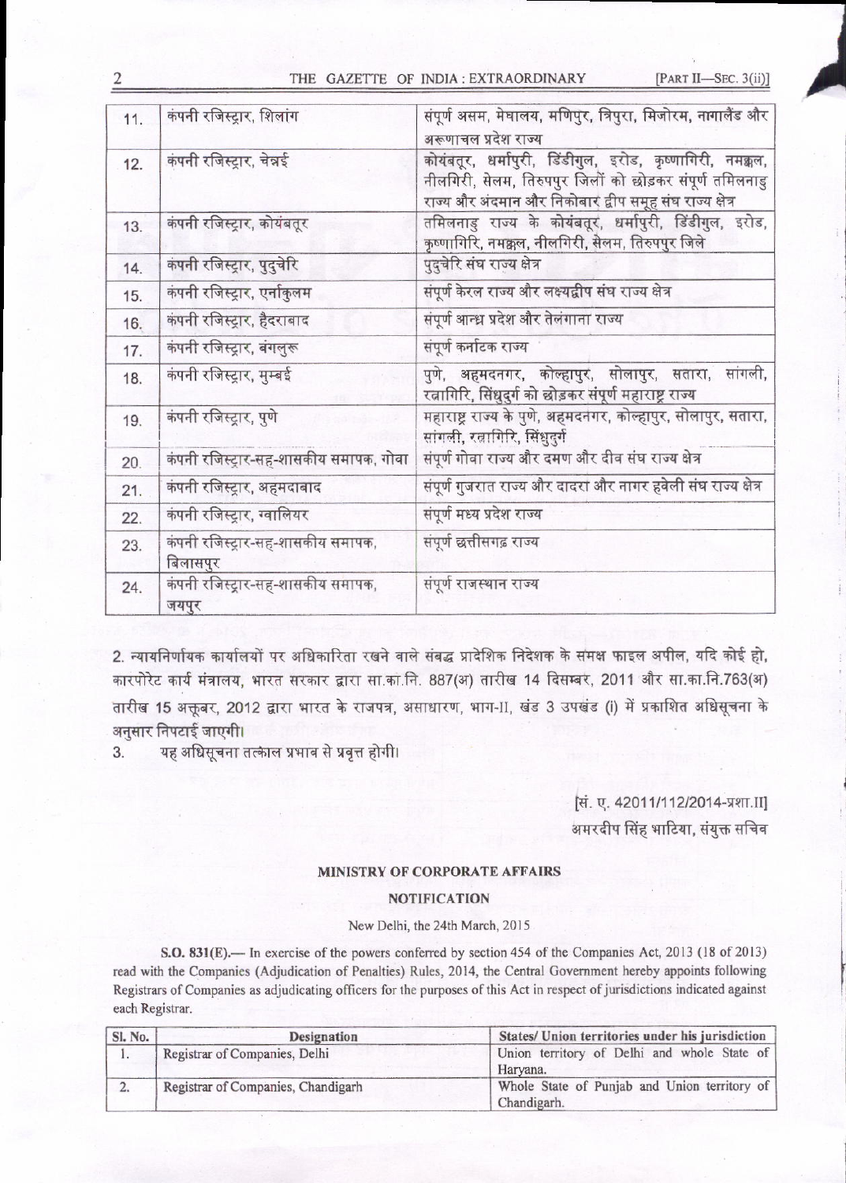| 11. | कंपनी रजिस्ट्रार, शिलांग | संपूर्ण असम, मेघालय, मणिपुर, त्रिपुरा, मिजोरम, नागालैंड और अरूणाचल प्रदेश राज्य |
|---|---|---|
| 12. | कंपनी रजिस्ट्रार, चेन्नई | कोयंबतूर, धर्मापुरी, डिंडीगुल, इरोड, कृष्णागिरी, नमक्कल, नीलगिरी, सेलम, तिरुपपुर जिलों को छोड़कर संपूर्ण तमिलनाडु राज्य और अंदमान और निकोबार द्वीप समूह संघ राज्य क्षेत्र |
| 13. | कंपनी रजिस्ट्रार, कोयंबतूर | तमिलनाडु राज्य के कोयंबतूर, धर्मापुरी, डिंडीगुल, इरोड, कृष्णागिरि, नमक्कल, नीलगिरी, सेलम, तिरुपपुर जिले |
| 14. | कंपनी रजिस्ट्रार, पुदुचेरि | पुदुचेरि संघ राज्य क्षेत्र |
| 15. | कंपनी रजिस्ट्रार, एर्नाकुलम | संपूर्ण केरल राज्य और लक्ष्यद्वीप संघ राज्य क्षेत्र |
| 16. | कंपनी रजिस्ट्रार, हैदराबाद | संपूर्ण आन्ध्र प्रदेश और तेलंगाना राज्य |
| 17. | कंपनी रजिस्ट्रार, बंगलुरू | संपूर्ण कर्नाटक राज्य |
| 18. | कंपनी रजिस्ट्रार, मुम्बई | पुणे, अहमदनगर, कोल्हापुर, सोलापुर, सतारा, सांगली, रत्नागिरि, सिंधुदुर्ग को छोड़कर संपूर्ण महाराष्ट्र राज्य |
| 19. | कंपनी रजिस्ट्रार, पुणे | महाराष्ट्र राज्य के पुणे, अहमदनगर, कोल्हापुर, सोलापुर, सतारा, सांगली, रत्नागिरि, सिंधुदुर्ग |
| 20. | कंपनी रजिस्ट्रार-सह-शासकीय समापक, गोवा | संपूर्ण गोवा राज्य और दमण और दीव संघ राज्य क्षेत्र |
| 21. | कंपनी रजिस्ट्रार, अहमदाबाद | संपूर्ण गुजरात राज्य और दादरा और नागर हवेली संघ राज्य क्षेत्र |
| 22. | कंपनी रजिस्ट्रार, ग्वालियर | संपूर्ण मध्य प्रदेश राज्य |
| 23. | कंपनी रजिस्ट्रार-सह-शासकीय समापक, बिलासपुर | संपूर्ण छत्तीसगढ़ राज्य |
| 24. | कंपनी रजिस्ट्रार-सह-शासकीय समापक, जयपुर | संपूर्ण राजस्थान राज्य |

2. न्यायनिर्णायक कार्यालयों पर अधिकारिता रखने वाले संबद्ध प्रादेशिक निदेशक के समक्ष फाइल अपील, यदि कोई हो, कारपोरेट कार्य मंत्रालय, भारत सरकार द्वारा सा.का.नि. 887(अ) तारीख 14 दिसम्बर, 2011 और सा.का.नि.763(अ) तारीख 15 अक्तूबर, 2012 द्वारा भारत के राजपत्र, असाधारण, भाग-II, खंड 3 उपखंड (i) में प्रकाशित अधिसूचना के अनुसार निपटाई जाएगी।

3. यह अधिसूचना तत्काल प्रभाव से प्रवृत्त होगी।

[सं. ए. 42011/112/2014-प्रशा.II]

अमरदीप सिंह भाटिया, संयुक्त सचिव

## MINISTRY OF CORPORATE AFFAIRS

### NOTIFICATION

New Delhi, the 24th March, 2015

**S.O. 831(E).**— In exercise of the powers conferred by section 454 of the Companies Act, 2013 (18 of 2013) read with the Companies (Adjudication of Penalties) Rules, 2014, the Central Government hereby appoints following Registrars of Companies as adjudicating officers for the purposes of this Act in respect of jurisdictions indicated against each Registrar.

| Sl. No. | Designation | States/ Union territories under his jurisdiction |
|---|---|---|
| 1. | Registrar of Companies, Delhi | Union territory of Delhi and whole State of Haryana. |
| 2. | Registrar of Companies, Chandigarh | Whole State of Punjab and Union territory of Chandigarh. |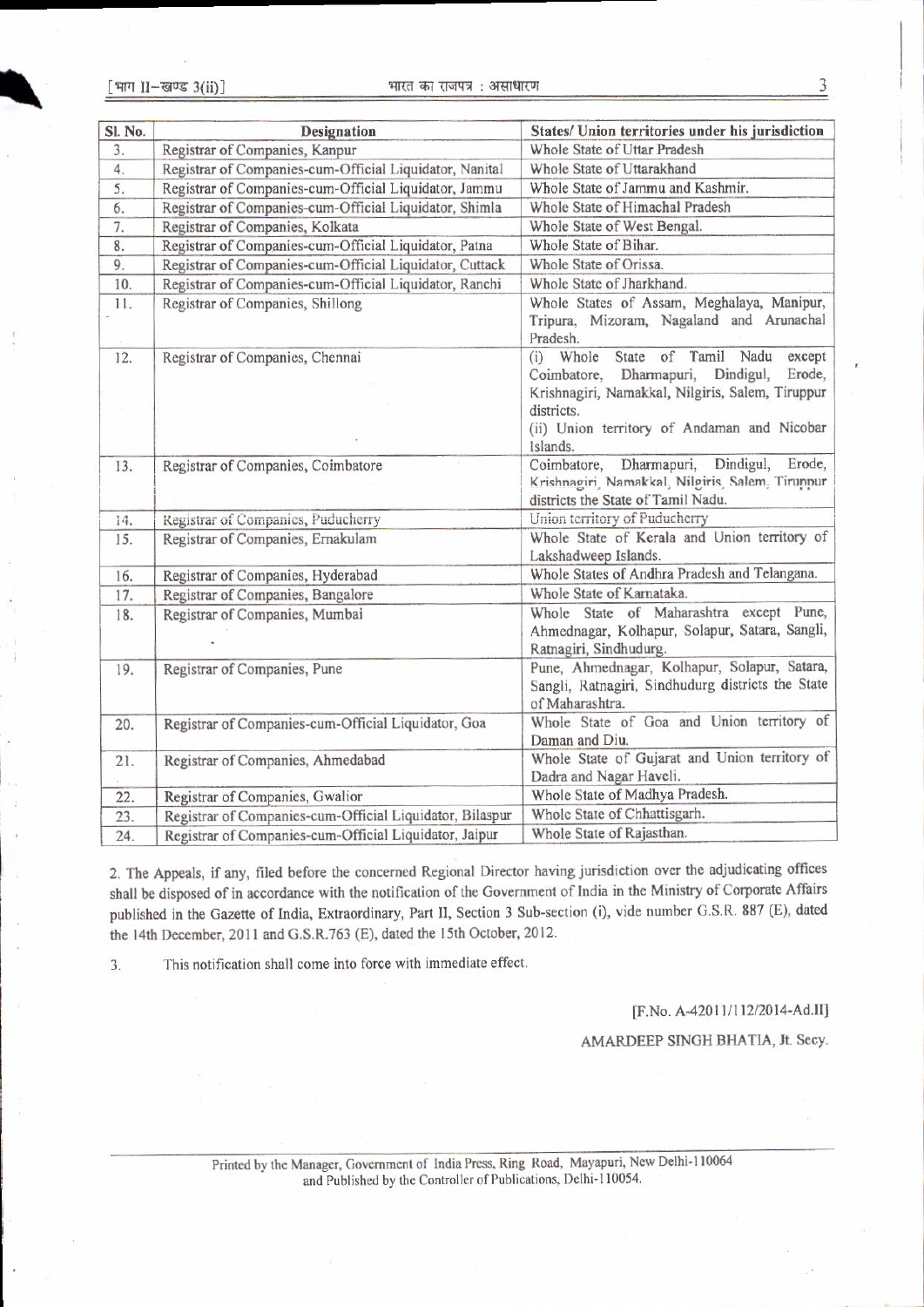| Sl. No. | Designation | States/ Union territories under his jurisdiction |
|---|---|---|
| 3. | Registrar of Companies, Kanpur | Whole State of Uttar Pradesh |
| 4. | Registrar of Companies-cum-Official Liquidator, Nanital | Whole State of Uttarakhand |
| 5. | Registrar of Companies-cum-Official Liquidator, Jammu | Whole State of Jammu and Kashmir. |
| 6. | Registrar of Companies-cum-Official Liquidator, Shimla | Whole State of Himachal Pradesh |
| 7. | Registrar of Companies, Kolkata | Whole State of West Bengal. |
| 8. | Registrar of Companies-cum-Official Liquidator, Patna | Whole State of Bihar. |
| 9. | Registrar of Companies-cum-Official Liquidator, Cuttack | Whole State of Orissa. |
| 10. | Registrar of Companies-cum-Official Liquidator, Ranchi | Whole State of Jharkhand. |
| 11. | Registrar of Companies, Shillong | Whole States of Assam, Meghalaya, Manipur, Tripura, Mizoram, Nagaland and Arunachal Pradesh. |
| 12. | Registrar of Companies, Chennai | (i) Whole State of Tamil Nadu except Coimbatore, Dharmapuri, Dindigul, Erode, Krishnagiri, Namakkal, Nilgiris, Salem, Tiruppur districts.<br>(ii) Union territory of Andaman and Nicobar Islands. |
| 13. | Registrar of Companies, Coimbatore | Coimbatore, Dharmapuri, Dindigul, Erode, Krishnagiri, Namakkal, Nilgiris, Salem, Tiruppur districts the State of Tamil Nadu. |
| 14. | Registrar of Companies, Puducherry | Union territory of Puducherry |
| 15. | Registrar of Companies, Ernakulam | Whole State of Kerala and Union territory of Lakshadweep Islands. |
| 16. | Registrar of Companies, Hyderabad | Whole States of Andhra Pradesh and Telangana. |
| 17. | Registrar of Companies, Bangalore | Whole State of Karnataka. |
| 18. | Registrar of Companies, Mumbai | Whole State of Maharashtra except Pune, Ahmednagar, Kolhapur, Solapur, Satara, Sangli, Ratnagiri, Sindhudurg. |
| 19. | Registrar of Companies, Pune | Pune, Ahmednagar, Kolhapur, Solapur, Satara, Sangli, Ratnagiri, Sindhudurg districts the State of Maharashtra. |
| 20. | Registrar of Companies-cum-Official Liquidator, Goa | Whole State of Goa and Union territory of Daman and Diu. |
| 21. | Registrar of Companies, Ahmedabad | Whole State of Gujarat and Union territory of Dadra and Nagar Haveli. |
| 22. | Registrar of Companies, Gwalior | Whole State of Madhya Pradesh. |
| 23. | Registrar of Companies-cum-Official Liquidator, Bilaspur | Whole State of Chhattisgarh. |
| 24. | Registrar of Companies-cum-Official Liquidator, Jaipur | Whole State of Rajasthan. |

2. The Appeals, if any, filed before the concerned Regional Director having jurisdiction over the adjudicating offices shall be disposed of in accordance with the notification of the Government of India in the Ministry of Corporate Affairs published in the Gazette of India, Extraordinary, Part II, Section 3 Sub-section (i), vide number G.S.R. 887 (E), dated the 14th December, 2011 and G.S.R.763 (E), dated the 15th October, 2012.

3. This notification shall come into force with immediate effect.

[F.No. A-42011/112/2014-Ad.II]

AMARDEEP SINGH BHATIA, Jt. Secy.

Printed by the Manager, Government of India Press, Ring Road, Mayapuri, New Delhi-110064 and Published by the Controller of Publications, Delhi-110054.